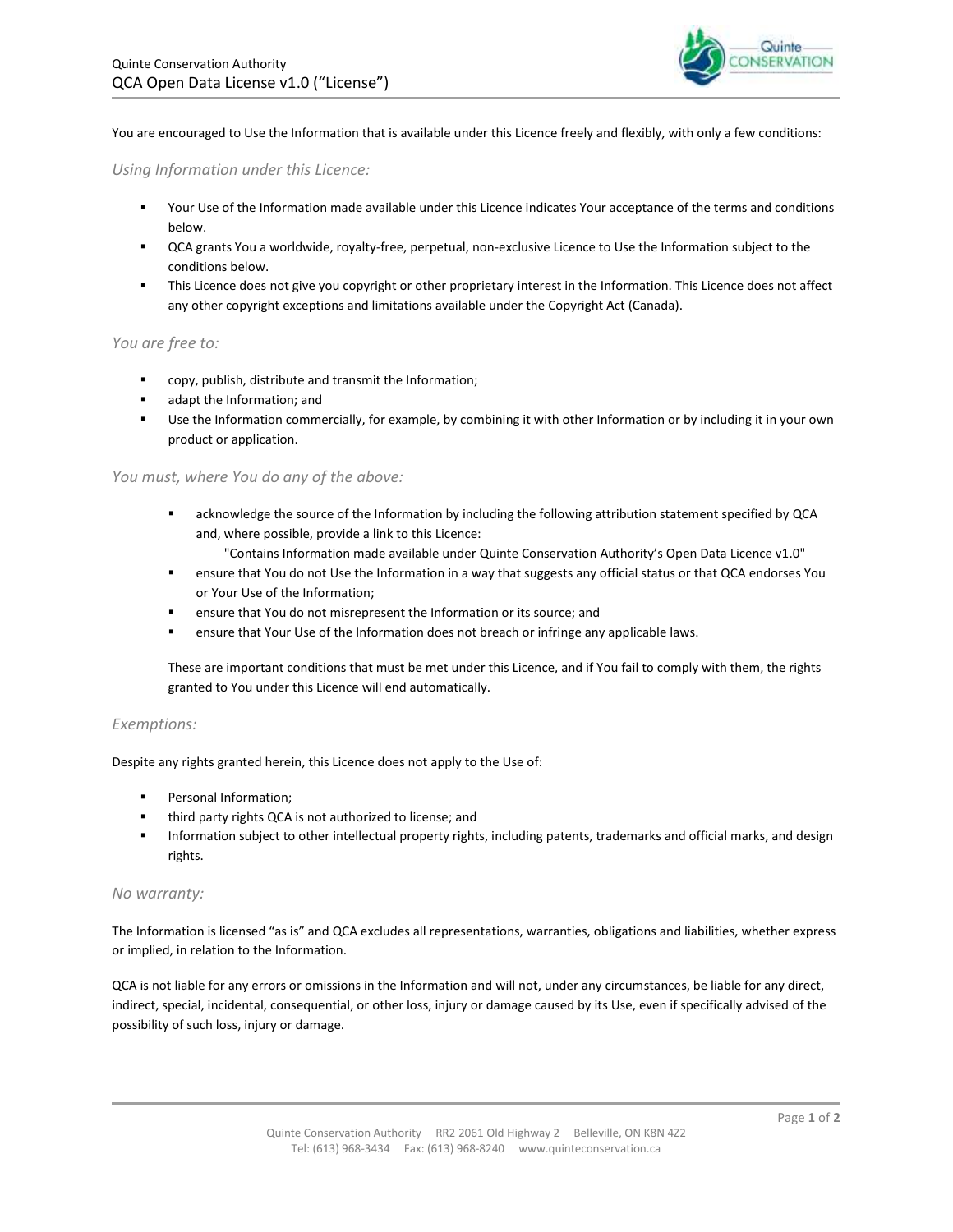Quinte Conservation Authority

# QCA Open Data License v1.0 ("License")

You are encouraged to Use the Information that is available under this Licence freely and flexibly, with only a few conditions:

## *Using Information under this Licence:*

- Your Use of the Information made available under this Licence indicates Your acceptance of the terms and conditions below.
- QCA grants You a worldwide, royalty-free, perpetual, non-exclusive Licence to Use the Information subject to the conditions below.
- This Licence does not give you copyright or other proprietary interest in the Information. This Licence does not affect any other copyright exceptions and limitations available under the Copyright Act (Canada).

## *You are free to:*

- copy, publish, distribute and transmit the Information;
- adapt the Information; and
- Use the Information commercially, for example, by combining it with other Information or by including it in your own product or application.

## *You must, where You do any of the above:*

- acknowledge the source of the Information by including the following attribution statement specified by QCA and, where possible, provide a link to this Licence:
  "Contains Information made available under Quinte Conservation Authority's Open Data Licence v1.0"
- ensure that You do not Use the Information in a way that suggests any official status or that QCA endorses You or Your Use of the Information;
- ensure that You do not misrepresent the Information or its source; and
- ensure that Your Use of the Information does not breach or infringe any applicable laws.

These are important conditions that must be met under this Licence, and if You fail to comply with them, the rights granted to You under this Licence will end automatically.

## *Exemptions:*

Despite any rights granted herein, this Licence does not apply to the Use of:

- Personal Information;
- third party rights QCA is not authorized to license; and
- Information subject to other intellectual property rights, including patents, trademarks and official marks, and design rights.

## *No warranty:*

The Information is licensed "as is" and QCA excludes all representations, warranties, obligations and liabilities, whether express or implied, in relation to the Information.

QCA is not liable for any errors or omissions in the Information and will not, under any circumstances, be liable for any direct, indirect, special, incidental, consequential, or other loss, injury or damage caused by its Use, even if specifically advised of the possibility of such loss, injury or damage.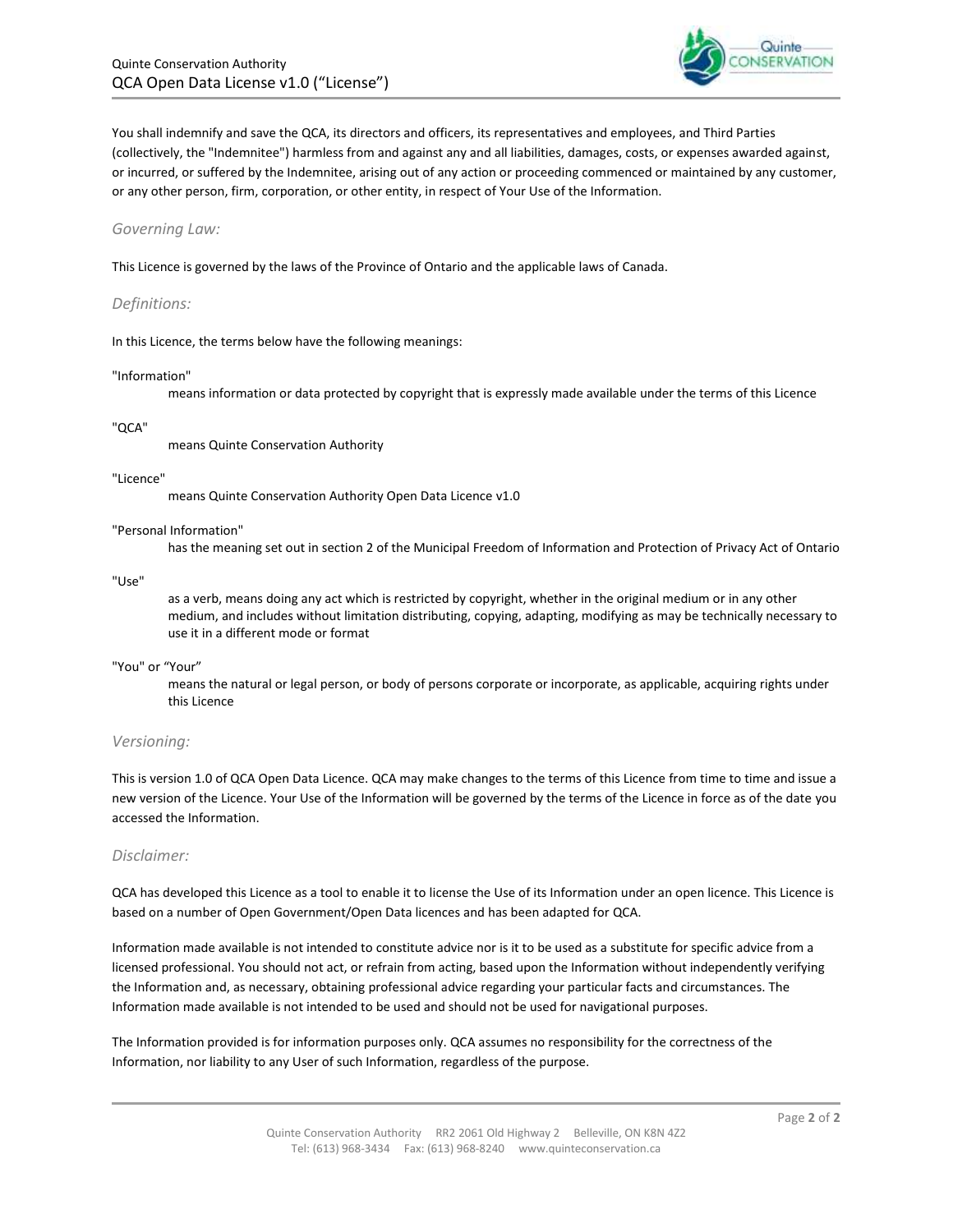You shall indemnify and save the QCA, its directors and officers, its representatives and employees, and Third Parties (collectively, the "Indemnitee") harmless from and against any and all liabilities, damages, costs, or expenses awarded against, or incurred, or suffered by the Indemnitee, arising out of any action or proceeding commenced or maintained by any customer, or any other person, firm, corporation, or other entity, in respect of Your Use of the Information.

### *Governing Law:*

This Licence is governed by the laws of the Province of Ontario and the applicable laws of Canada.

### *Definitions:*

In this Licence, the terms below have the following meanings:

"Information"
: means information or data protected by copyright that is expressly made available under the terms of this Licence

"QCA"
: means Quinte Conservation Authority

"Licence"
: means Quinte Conservation Authority Open Data Licence v1.0

"Personal Information"
: has the meaning set out in section 2 of the Municipal Freedom of Information and Protection of Privacy Act of Ontario

"Use"
: as a verb, means doing any act which is restricted by copyright, whether in the original medium or in any other medium, and includes without limitation distributing, copying, adapting, modifying as may be technically necessary to use it in a different mode or format

"You" or "Your"
: means the natural or legal person, or body of persons corporate or incorporate, as applicable, acquiring rights under this Licence

### *Versioning:*

This is version 1.0 of QCA Open Data Licence. QCA may make changes to the terms of this Licence from time to time and issue a new version of the Licence. Your Use of the Information will be governed by the terms of the Licence in force as of the date you accessed the Information.

### *Disclaimer:*

QCA has developed this Licence as a tool to enable it to license the Use of its Information under an open licence. This Licence is based on a number of Open Government/Open Data licences and has been adapted for QCA.

Information made available is not intended to constitute advice nor is it to be used as a substitute for specific advice from a licensed professional. You should not act, or refrain from acting, based upon the Information without independently verifying the Information and, as necessary, obtaining professional advice regarding your particular facts and circumstances. The Information made available is not intended to be used and should not be used for navigational purposes.

The Information provided is for information purposes only. QCA assumes no responsibility for the correctness of the Information, nor liability to any User of such Information, regardless of the purpose.